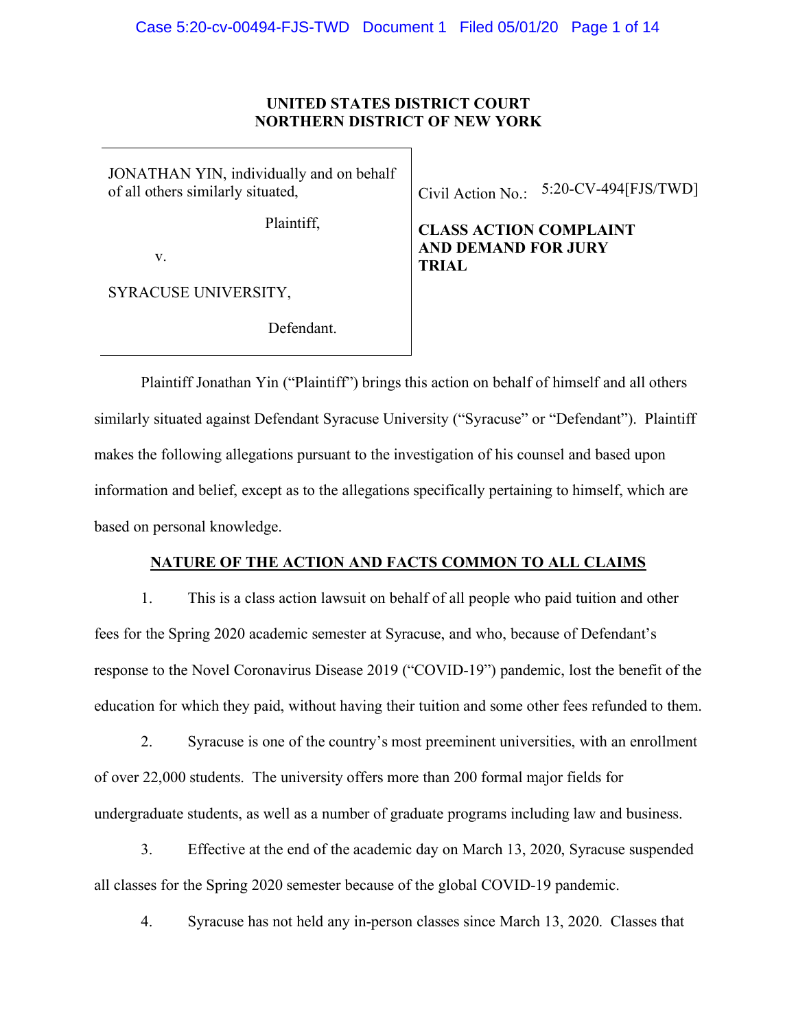**UNITED STATES DISTRICT COURT**
**NORTHERN DISTRICT OF NEW YORK**

| | |
|---|---|
| JONATHAN YIN, individually and on behalf of all others similarly situated,<br><br>Plaintiff,<br><br>v.<br><br>SYRACUSE UNIVERSITY,<br><br>Defendant. | Civil Action No.: 5:20-CV-494[FJS/TWD]<br><br>**CLASS ACTION COMPLAINT AND DEMAND FOR JURY TRIAL** |

Plaintiff Jonathan Yin ("Plaintiff") brings this action on behalf of himself and all others similarly situated against Defendant Syracuse University ("Syracuse" or "Defendant"). Plaintiff makes the following allegations pursuant to the investigation of his counsel and based upon information and belief, except as to the allegations specifically pertaining to himself, which are based on personal knowledge.

## NATURE OF THE ACTION AND FACTS COMMON TO ALL CLAIMS

1. This is a class action lawsuit on behalf of all people who paid tuition and other fees for the Spring 2020 academic semester at Syracuse, and who, because of Defendant's response to the Novel Coronavirus Disease 2019 ("COVID-19") pandemic, lost the benefit of the education for which they paid, without having their tuition and some other fees refunded to them.

2. Syracuse is one of the country's most preeminent universities, with an enrollment of over 22,000 students. The university offers more than 200 formal major fields for undergraduate students, as well as a number of graduate programs including law and business.

3. Effective at the end of the academic day on March 13, 2020, Syracuse suspended all classes for the Spring 2020 semester because of the global COVID-19 pandemic.

4. Syracuse has not held any in-person classes since March 13, 2020. Classes that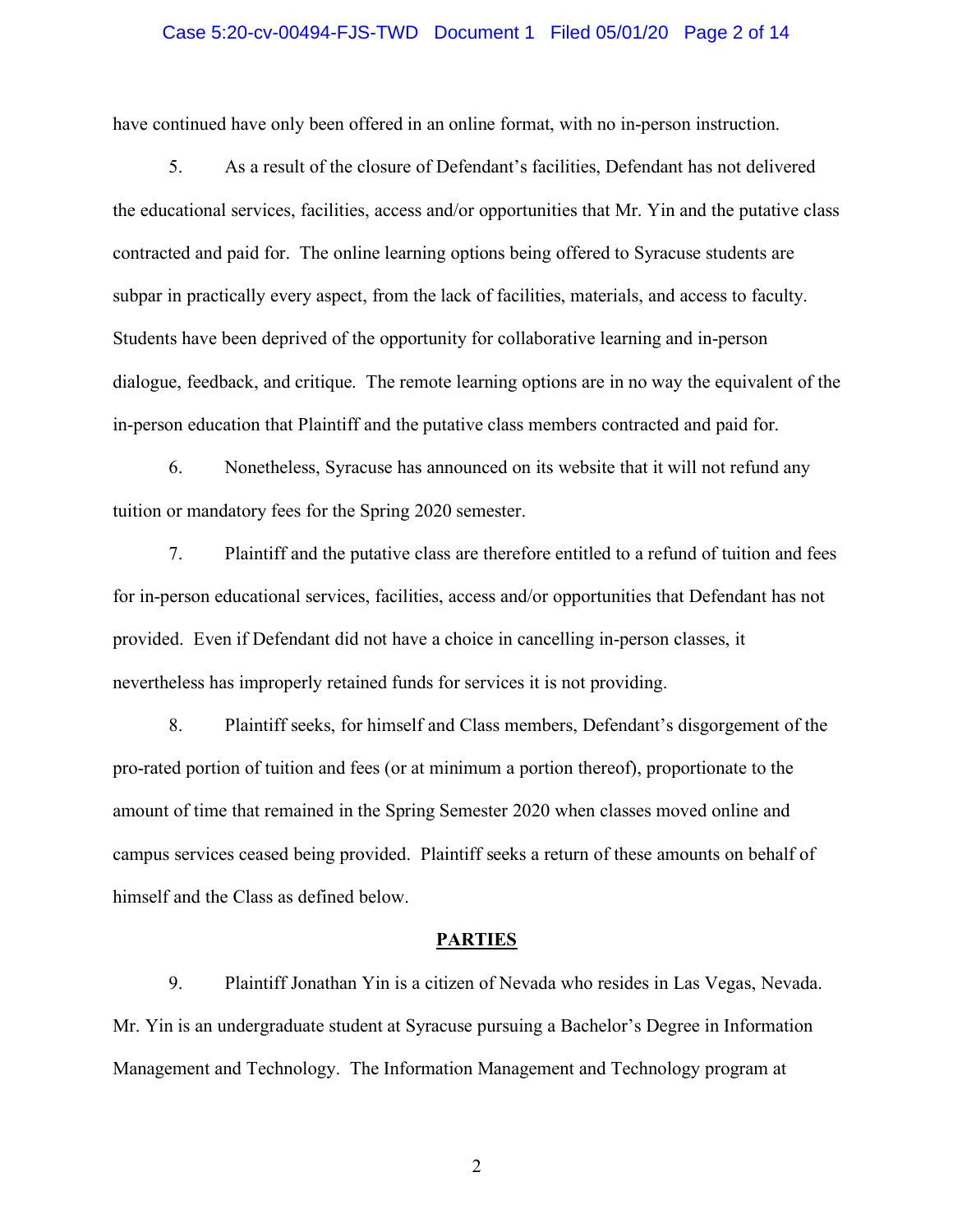have continued have only been offered in an online format, with no in-person instruction.

5. As a result of the closure of Defendant's facilities, Defendant has not delivered the educational services, facilities, access and/or opportunities that Mr. Yin and the putative class contracted and paid for. The online learning options being offered to Syracuse students are subpar in practically every aspect, from the lack of facilities, materials, and access to faculty. Students have been deprived of the opportunity for collaborative learning and in-person dialogue, feedback, and critique. The remote learning options are in no way the equivalent of the in-person education that Plaintiff and the putative class members contracted and paid for.

6. Nonetheless, Syracuse has announced on its website that it will not refund any tuition or mandatory fees for the Spring 2020 semester.

7. Plaintiff and the putative class are therefore entitled to a refund of tuition and fees for in-person educational services, facilities, access and/or opportunities that Defendant has not provided. Even if Defendant did not have a choice in cancelling in-person classes, it nevertheless has improperly retained funds for services it is not providing.

8. Plaintiff seeks, for himself and Class members, Defendant's disgorgement of the pro-rated portion of tuition and fees (or at minimum a portion thereof), proportionate to the amount of time that remained in the Spring Semester 2020 when classes moved online and campus services ceased being provided. Plaintiff seeks a return of these amounts on behalf of himself and the Class as defined below.

## PARTIES

9. Plaintiff Jonathan Yin is a citizen of Nevada who resides in Las Vegas, Nevada. Mr. Yin is an undergraduate student at Syracuse pursuing a Bachelor's Degree in Information Management and Technology. The Information Management and Technology program at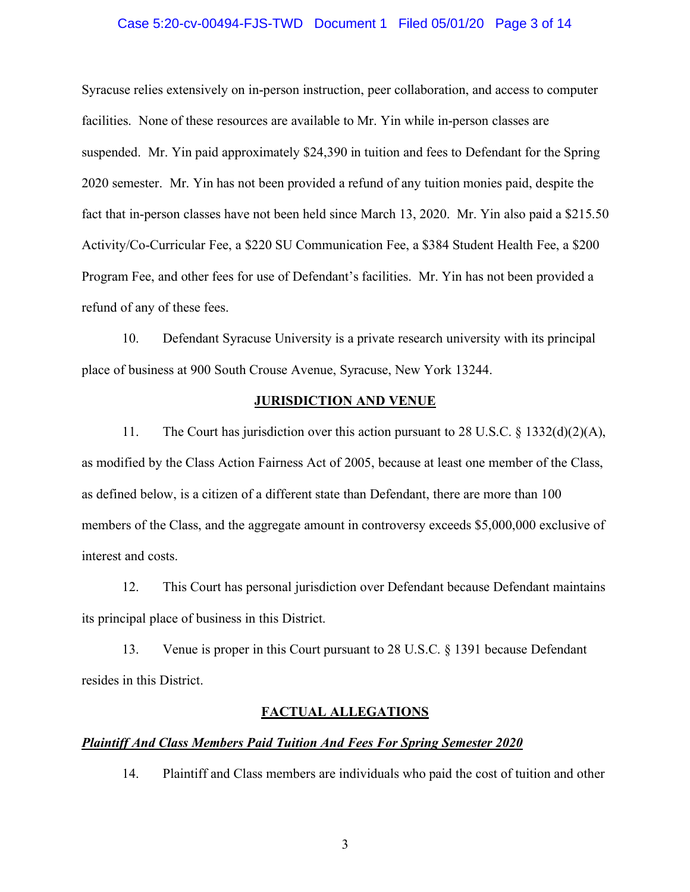Syracuse relies extensively on in-person instruction, peer collaboration, and access to computer facilities. None of these resources are available to Mr. Yin while in-person classes are suspended. Mr. Yin paid approximately $24,390 in tuition and fees to Defendant for the Spring 2020 semester. Mr. Yin has not been provided a refund of any tuition monies paid, despite the fact that in-person classes have not been held since March 13, 2020. Mr. Yin also paid a $215.50 Activity/Co-Curricular Fee, a $220 SU Communication Fee, a $384 Student Health Fee, a $200 Program Fee, and other fees for use of Defendant's facilities. Mr. Yin has not been provided a refund of any of these fees.

10. Defendant Syracuse University is a private research university with its principal place of business at 900 South Crouse Avenue, Syracuse, New York 13244.

## JURISDICTION AND VENUE

11. The Court has jurisdiction over this action pursuant to 28 U.S.C. § 1332(d)(2)(A), as modified by the Class Action Fairness Act of 2005, because at least one member of the Class, as defined below, is a citizen of a different state than Defendant, there are more than 100 members of the Class, and the aggregate amount in controversy exceeds $5,000,000 exclusive of interest and costs.

12. This Court has personal jurisdiction over Defendant because Defendant maintains its principal place of business in this District.

13. Venue is proper in this Court pursuant to 28 U.S.C. § 1391 because Defendant resides in this District.

## FACTUAL ALLEGATIONS

### ***Plaintiff And Class Members Paid Tuition And Fees For Spring Semester 2020***

14. Plaintiff and Class members are individuals who paid the cost of tuition and other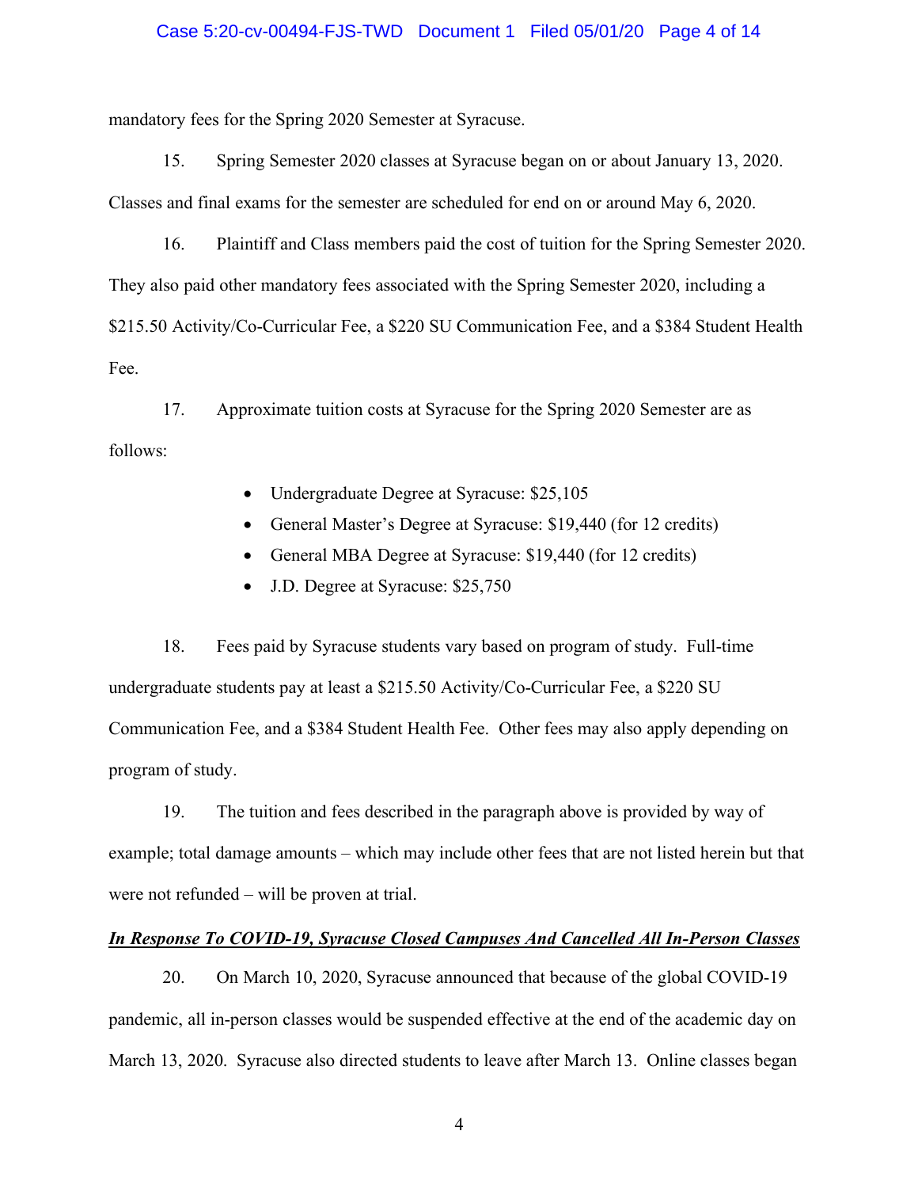mandatory fees for the Spring 2020 Semester at Syracuse.

15. Spring Semester 2020 classes at Syracuse began on or about January 13, 2020. Classes and final exams for the semester are scheduled for end on or around May 6, 2020.

16. Plaintiff and Class members paid the cost of tuition for the Spring Semester 2020. They also paid other mandatory fees associated with the Spring Semester 2020, including a $215.50 Activity/Co-Curricular Fee, a $220 SU Communication Fee, and a $384 Student Health Fee.

17. Approximate tuition costs at Syracuse for the Spring 2020 Semester are as follows:

- Undergraduate Degree at Syracuse: $25,105
- General Master's Degree at Syracuse: $19,440 (for 12 credits)
- General MBA Degree at Syracuse: $19,440 (for 12 credits)
- J.D. Degree at Syracuse: $25,750

18. Fees paid by Syracuse students vary based on program of study. Full-time undergraduate students pay at least a $215.50 Activity/Co-Curricular Fee, a $220 SU Communication Fee, and a $384 Student Health Fee. Other fees may also apply depending on program of study.

19. The tuition and fees described in the paragraph above is provided by way of example; total damage amounts – which may include other fees that are not listed herein but that were not refunded – will be proven at trial.

***<u>In Response To COVID-19, Syracuse Closed Campuses And Cancelled All In-Person Classes</u>***

20. On March 10, 2020, Syracuse announced that because of the global COVID-19 pandemic, all in-person classes would be suspended effective at the end of the academic day on March 13, 2020. Syracuse also directed students to leave after March 13. Online classes began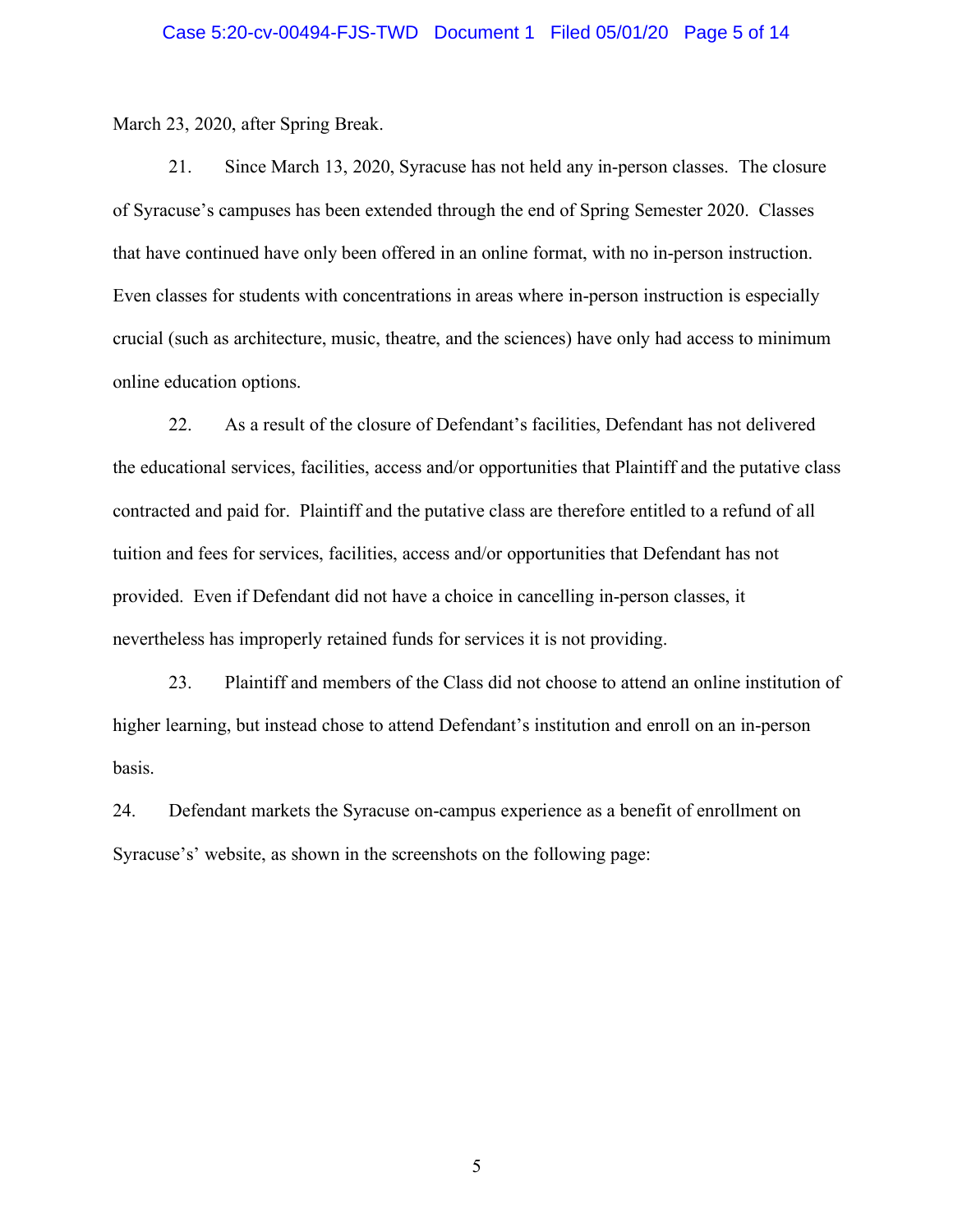March 23, 2020, after Spring Break.

21. Since March 13, 2020, Syracuse has not held any in-person classes. The closure of Syracuse's campuses has been extended through the end of Spring Semester 2020. Classes that have continued have only been offered in an online format, with no in-person instruction. Even classes for students with concentrations in areas where in-person instruction is especially crucial (such as architecture, music, theatre, and the sciences) have only had access to minimum online education options.

22. As a result of the closure of Defendant's facilities, Defendant has not delivered the educational services, facilities, access and/or opportunities that Plaintiff and the putative class contracted and paid for. Plaintiff and the putative class are therefore entitled to a refund of all tuition and fees for services, facilities, access and/or opportunities that Defendant has not provided. Even if Defendant did not have a choice in cancelling in-person classes, it nevertheless has improperly retained funds for services it is not providing.

23. Plaintiff and members of the Class did not choose to attend an online institution of higher learning, but instead chose to attend Defendant's institution and enroll on an in-person basis.

24. Defendant markets the Syracuse on-campus experience as a benefit of enrollment on Syracuse's' website, as shown in the screenshots on the following page: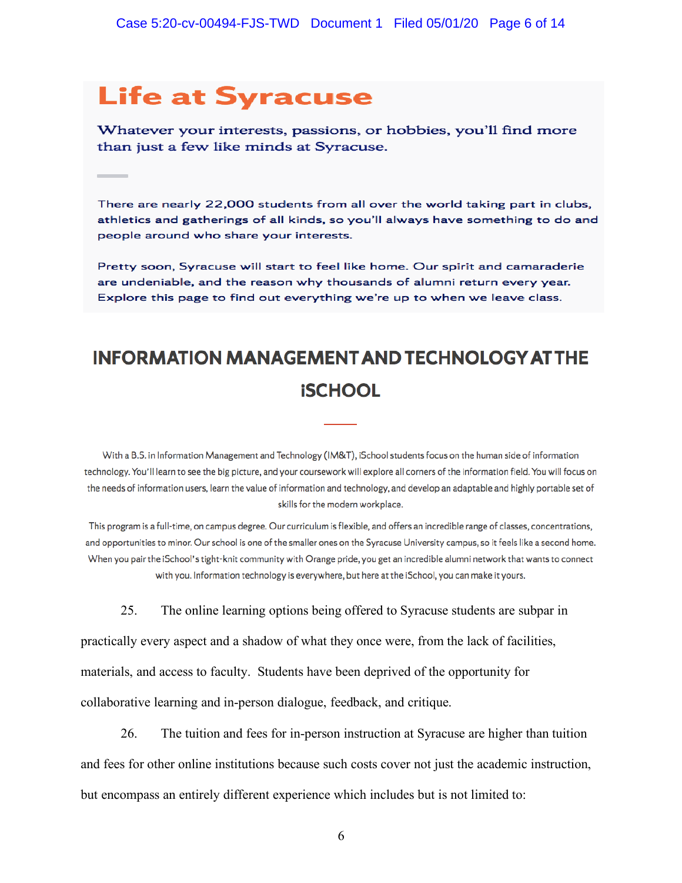## Life at Syracuse

**Whatever your interests, passions, or hobbies, you'll find more than just a few like minds at Syracuse.**

There are nearly 22,000 students from all over the world taking part in clubs, athletics and gatherings of all kinds, so you'll always have something to do and people around who share your interests.

Pretty soon, Syracuse will start to feel like home. Our spirit and camaraderie are undeniable, and the reason why thousands of alumni return every year. Explore this page to find out everything we're up to when we leave class.

## INFORMATION MANAGEMENT AND TECHNOLOGY AT THE iSCHOOL

With a B.S. in Information Management and Technology (IM&T), iSchool students focus on the human side of information technology. You'll learn to see the big picture, and your coursework will explore all corners of the information field. You will focus on the needs of information users, learn the value of information and technology, and develop an adaptable and highly portable set of skills for the modern workplace.

This program is a full-time, on campus degree. Our curriculum is flexible, and offers an incredible range of classes, concentrations, and opportunities to minor. Our school is one of the smaller ones on the Syracuse University campus, so it feels like a second home. When you pair the iSchool's tight-knit community with Orange pride, you get an incredible alumni network that wants to connect with you. Information technology is everywhere, but here at the iSchool, you can make it yours.

25. The online learning options being offered to Syracuse students are subpar in practically every aspect and a shadow of what they once were, from the lack of facilities, materials, and access to faculty. Students have been deprived of the opportunity for collaborative learning and in-person dialogue, feedback, and critique.

26. The tuition and fees for in-person instruction at Syracuse are higher than tuition and fees for other online institutions because such costs cover not just the academic instruction, but encompass an entirely different experience which includes but is not limited to: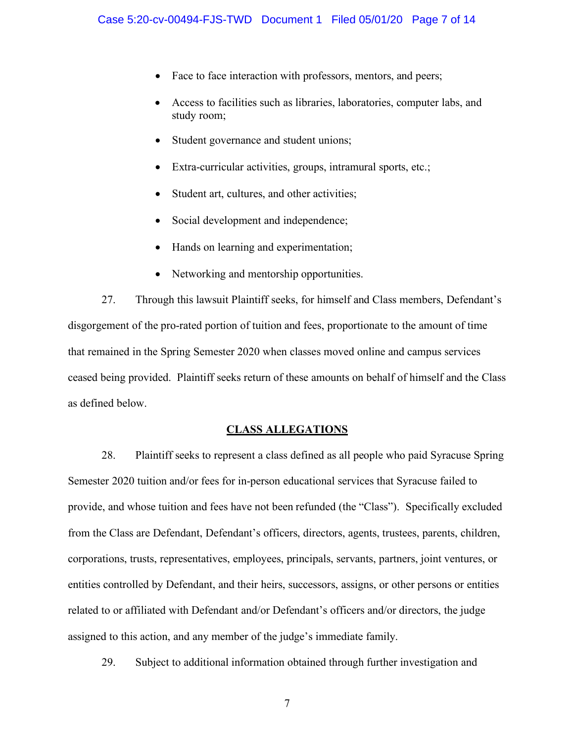- Face to face interaction with professors, mentors, and peers;
- Access to facilities such as libraries, laboratories, computer labs, and study room;
- Student governance and student unions;
- Extra-curricular activities, groups, intramural sports, etc.;
- Student art, cultures, and other activities;
- Social development and independence;
- Hands on learning and experimentation;
- Networking and mentorship opportunities.

27. Through this lawsuit Plaintiff seeks, for himself and Class members, Defendant's disgorgement of the pro-rated portion of tuition and fees, proportionate to the amount of time that remained in the Spring Semester 2020 when classes moved online and campus services ceased being provided. Plaintiff seeks return of these amounts on behalf of himself and the Class as defined below.

## CLASS ALLEGATIONS

28. Plaintiff seeks to represent a class defined as all people who paid Syracuse Spring Semester 2020 tuition and/or fees for in-person educational services that Syracuse failed to provide, and whose tuition and fees have not been refunded (the "Class"). Specifically excluded from the Class are Defendant, Defendant's officers, directors, agents, trustees, parents, children, corporations, trusts, representatives, employees, principals, servants, partners, joint ventures, or entities controlled by Defendant, and their heirs, successors, assigns, or other persons or entities related to or affiliated with Defendant and/or Defendant's officers and/or directors, the judge assigned to this action, and any member of the judge's immediate family.

29. Subject to additional information obtained through further investigation and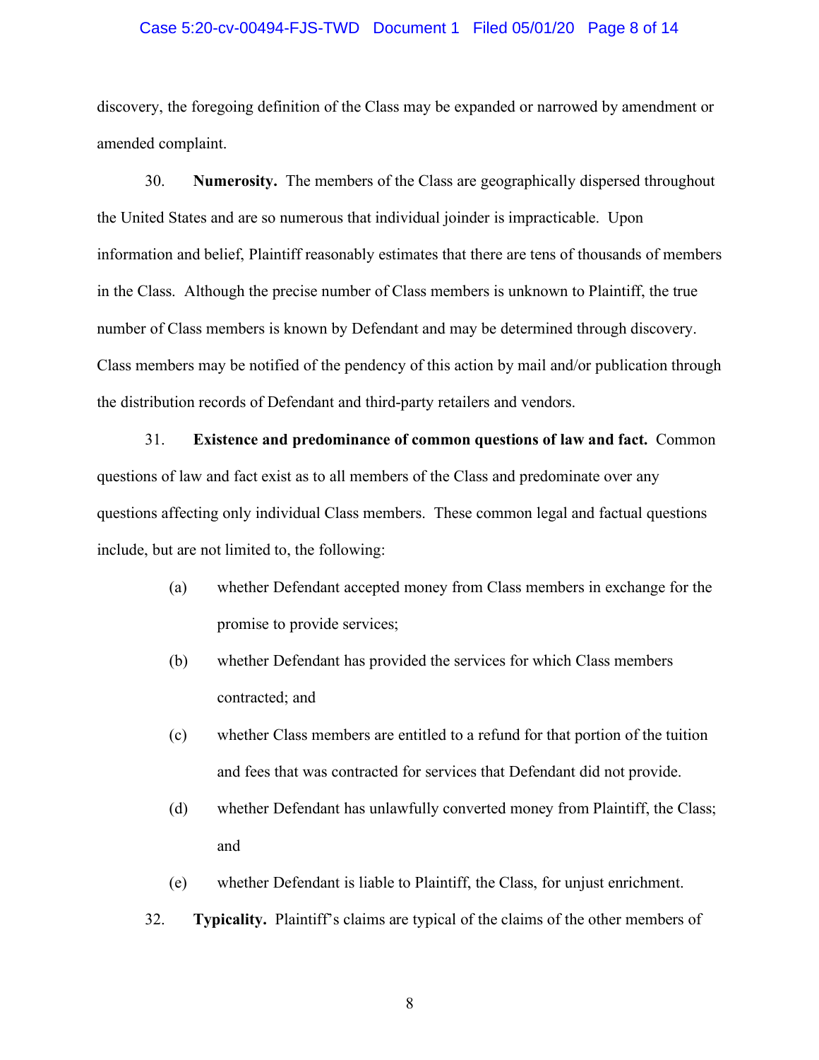discovery, the foregoing definition of the Class may be expanded or narrowed by amendment or amended complaint.

30. **Numerosity.** The members of the Class are geographically dispersed throughout the United States and are so numerous that individual joinder is impracticable. Upon information and belief, Plaintiff reasonably estimates that there are tens of thousands of members in the Class. Although the precise number of Class members is unknown to Plaintiff, the true number of Class members is known by Defendant and may be determined through discovery. Class members may be notified of the pendency of this action by mail and/or publication through the distribution records of Defendant and third-party retailers and vendors.

31. **Existence and predominance of common questions of law and fact.** Common questions of law and fact exist as to all members of the Class and predominate over any questions affecting only individual Class members. These common legal and factual questions include, but are not limited to, the following:

(a) whether Defendant accepted money from Class members in exchange for the promise to provide services;

(b) whether Defendant has provided the services for which Class members contracted; and

(c) whether Class members are entitled to a refund for that portion of the tuition and fees that was contracted for services that Defendant did not provide.

(d) whether Defendant has unlawfully converted money from Plaintiff, the Class; and

(e) whether Defendant is liable to Plaintiff, the Class, for unjust enrichment.

32. **Typicality.** Plaintiff's claims are typical of the claims of the other members of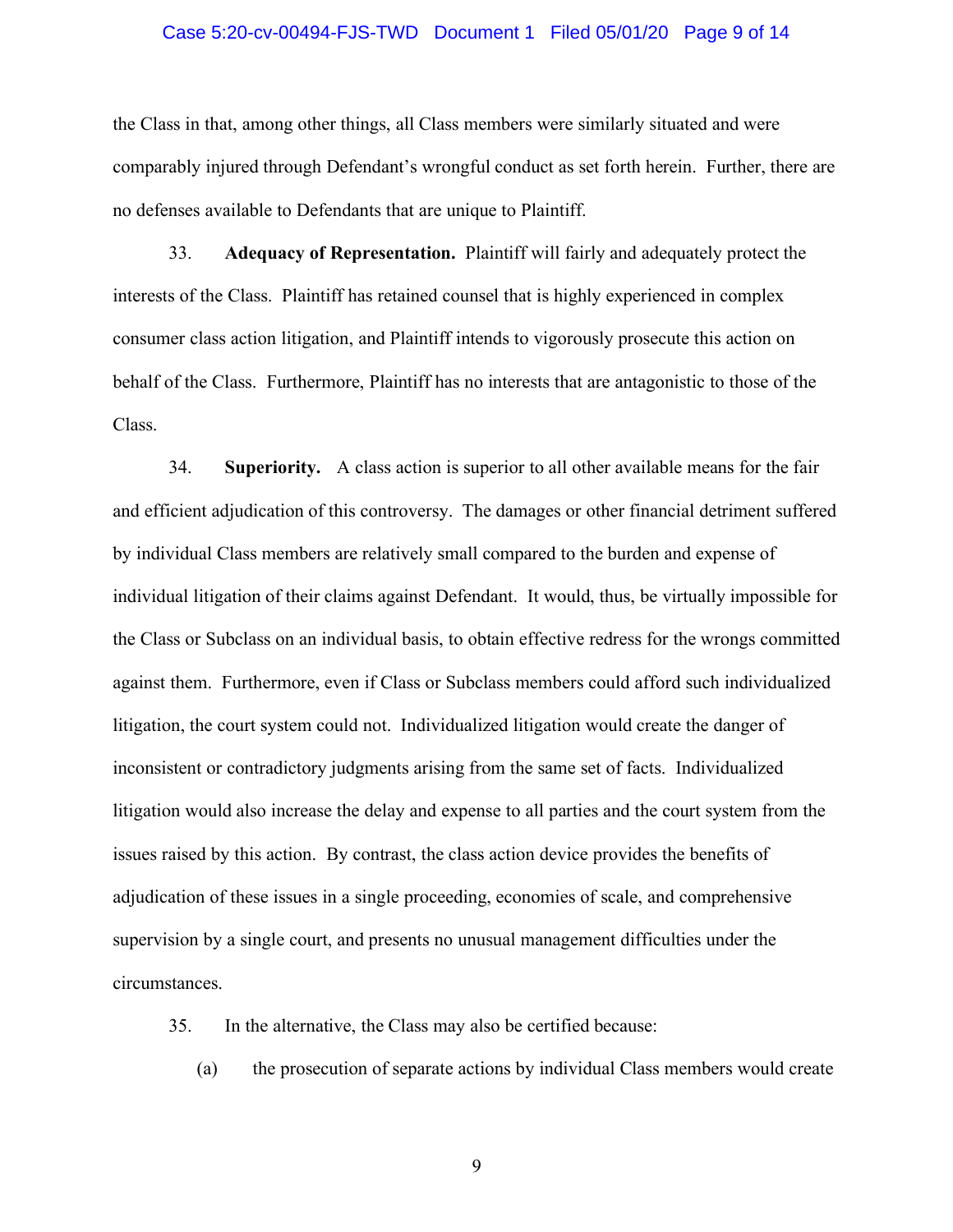the Class in that, among other things, all Class members were similarly situated and were comparably injured through Defendant's wrongful conduct as set forth herein. Further, there are no defenses available to Defendants that are unique to Plaintiff.

33. **Adequacy of Representation.** Plaintiff will fairly and adequately protect the interests of the Class. Plaintiff has retained counsel that is highly experienced in complex consumer class action litigation, and Plaintiff intends to vigorously prosecute this action on behalf of the Class. Furthermore, Plaintiff has no interests that are antagonistic to those of the Class.

34. **Superiority.** A class action is superior to all other available means for the fair and efficient adjudication of this controversy. The damages or other financial detriment suffered by individual Class members are relatively small compared to the burden and expense of individual litigation of their claims against Defendant. It would, thus, be virtually impossible for the Class or Subclass on an individual basis, to obtain effective redress for the wrongs committed against them. Furthermore, even if Class or Subclass members could afford such individualized litigation, the court system could not. Individualized litigation would create the danger of inconsistent or contradictory judgments arising from the same set of facts. Individualized litigation would also increase the delay and expense to all parties and the court system from the issues raised by this action. By contrast, the class action device provides the benefits of adjudication of these issues in a single proceeding, economies of scale, and comprehensive supervision by a single court, and presents no unusual management difficulties under the circumstances.

35. In the alternative, the Class may also be certified because:

(a) the prosecution of separate actions by individual Class members would create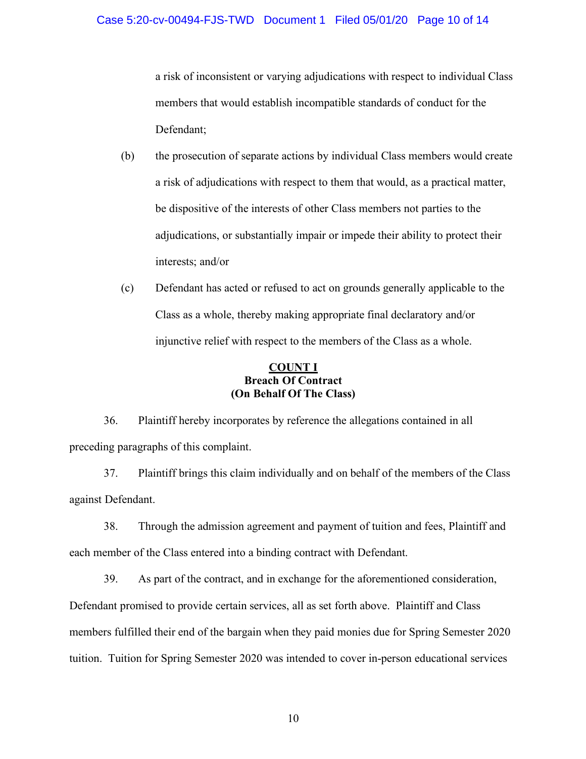a risk of inconsistent or varying adjudications with respect to individual Class members that would establish incompatible standards of conduct for the Defendant;

(b) the prosecution of separate actions by individual Class members would create a risk of adjudications with respect to them that would, as a practical matter, be dispositive of the interests of other Class members not parties to the adjudications, or substantially impair or impede their ability to protect their interests; and/or

(c) Defendant has acted or refused to act on grounds generally applicable to the Class as a whole, thereby making appropriate final declaratory and/or injunctive relief with respect to the members of the Class as a whole.

**COUNT I**
**Breach Of Contract**
**(On Behalf Of The Class)**

36. Plaintiff hereby incorporates by reference the allegations contained in all preceding paragraphs of this complaint.

37. Plaintiff brings this claim individually and on behalf of the members of the Class against Defendant.

38. Through the admission agreement and payment of tuition and fees, Plaintiff and each member of the Class entered into a binding contract with Defendant.

39. As part of the contract, and in exchange for the aforementioned consideration, Defendant promised to provide certain services, all as set forth above. Plaintiff and Class members fulfilled their end of the bargain when they paid monies due for Spring Semester 2020 tuition. Tuition for Spring Semester 2020 was intended to cover in-person educational services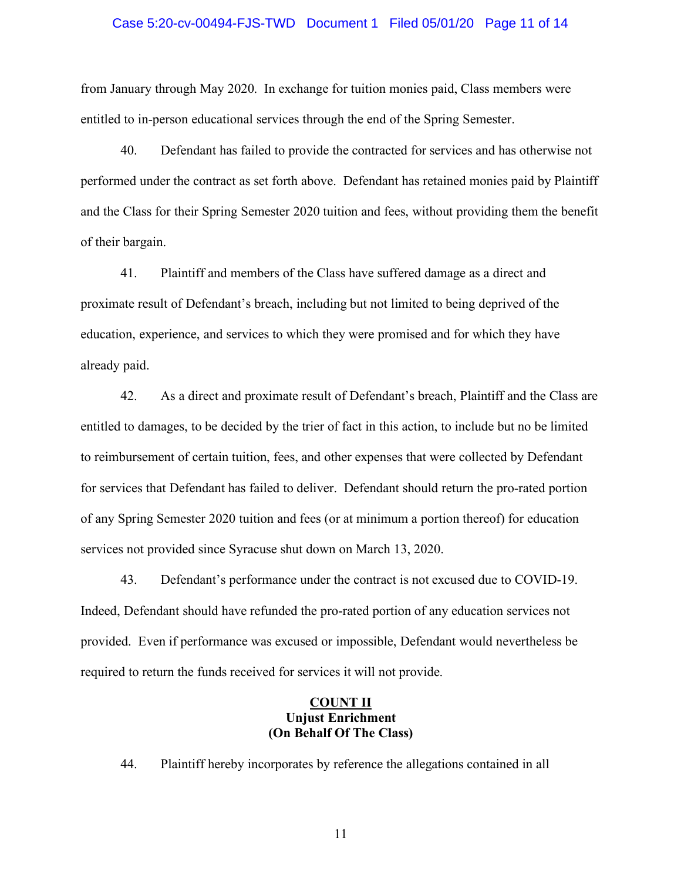from January through May 2020. In exchange for tuition monies paid, Class members were entitled to in-person educational services through the end of the Spring Semester.

40. Defendant has failed to provide the contracted for services and has otherwise not performed under the contract as set forth above. Defendant has retained monies paid by Plaintiff and the Class for their Spring Semester 2020 tuition and fees, without providing them the benefit of their bargain.

41. Plaintiff and members of the Class have suffered damage as a direct and proximate result of Defendant's breach, including but not limited to being deprived of the education, experience, and services to which they were promised and for which they have already paid.

42. As a direct and proximate result of Defendant's breach, Plaintiff and the Class are entitled to damages, to be decided by the trier of fact in this action, to include but no be limited to reimbursement of certain tuition, fees, and other expenses that were collected by Defendant for services that Defendant has failed to deliver. Defendant should return the pro-rated portion of any Spring Semester 2020 tuition and fees (or at minimum a portion thereof) for education services not provided since Syracuse shut down on March 13, 2020.

43. Defendant's performance under the contract is not excused due to COVID-19. Indeed, Defendant should have refunded the pro-rated portion of any education services not provided. Even if performance was excused or impossible, Defendant would nevertheless be required to return the funds received for services it will not provide.

**COUNT II**
**Unjust Enrichment**
**(On Behalf Of The Class)**

44. Plaintiff hereby incorporates by reference the allegations contained in all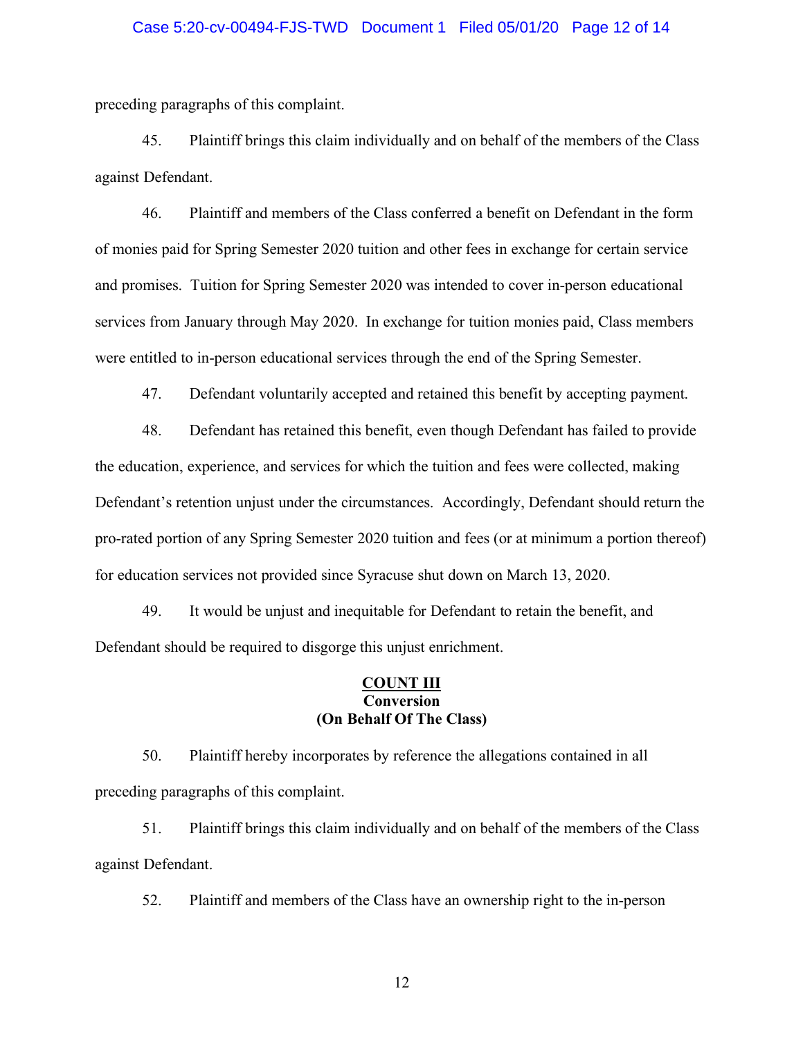preceding paragraphs of this complaint.

45. Plaintiff brings this claim individually and on behalf of the members of the Class against Defendant.

46. Plaintiff and members of the Class conferred a benefit on Defendant in the form of monies paid for Spring Semester 2020 tuition and other fees in exchange for certain service and promises. Tuition for Spring Semester 2020 was intended to cover in-person educational services from January through May 2020. In exchange for tuition monies paid, Class members were entitled to in-person educational services through the end of the Spring Semester.

47. Defendant voluntarily accepted and retained this benefit by accepting payment.

48. Defendant has retained this benefit, even though Defendant has failed to provide the education, experience, and services for which the tuition and fees were collected, making Defendant's retention unjust under the circumstances. Accordingly, Defendant should return the pro-rated portion of any Spring Semester 2020 tuition and fees (or at minimum a portion thereof) for education services not provided since Syracuse shut down on March 13, 2020.

49. It would be unjust and inequitable for Defendant to retain the benefit, and Defendant should be required to disgorge this unjust enrichment.

**COUNT III**
**Conversion**
**(On Behalf Of The Class)**

50. Plaintiff hereby incorporates by reference the allegations contained in all preceding paragraphs of this complaint.

51. Plaintiff brings this claim individually and on behalf of the members of the Class against Defendant.

52. Plaintiff and members of the Class have an ownership right to the in-person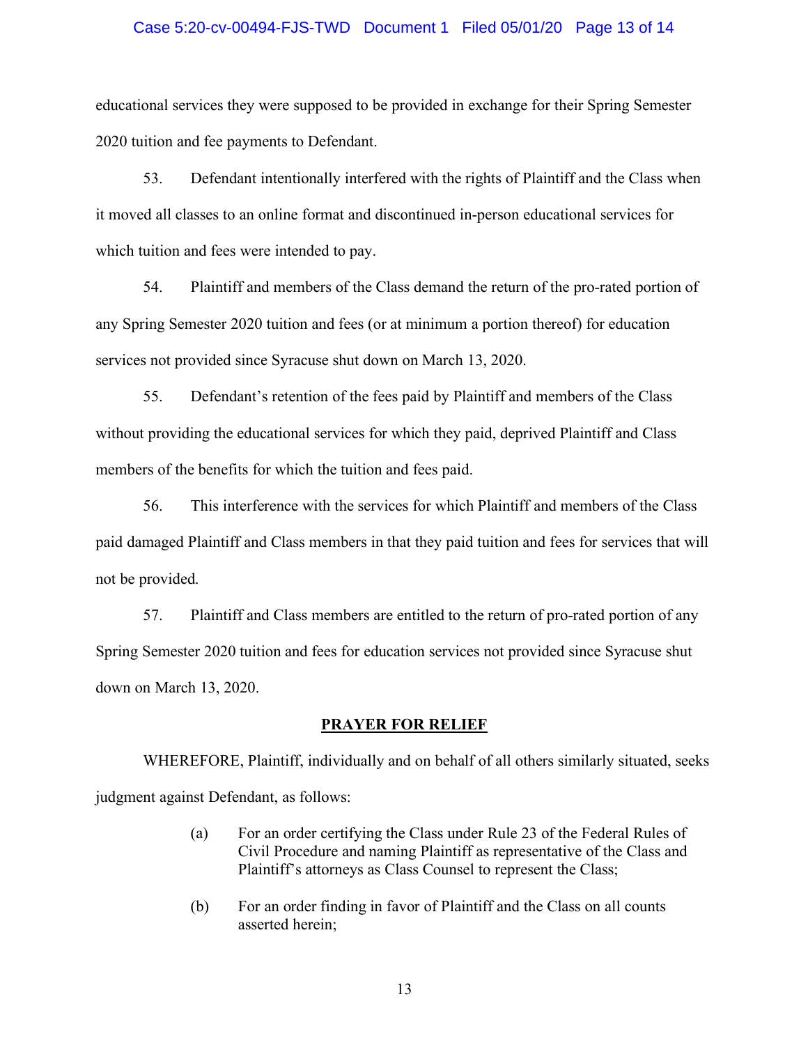educational services they were supposed to be provided in exchange for their Spring Semester 2020 tuition and fee payments to Defendant.

53. Defendant intentionally interfered with the rights of Plaintiff and the Class when it moved all classes to an online format and discontinued in-person educational services for which tuition and fees were intended to pay.

54. Plaintiff and members of the Class demand the return of the pro-rated portion of any Spring Semester 2020 tuition and fees (or at minimum a portion thereof) for education services not provided since Syracuse shut down on March 13, 2020.

55. Defendant's retention of the fees paid by Plaintiff and members of the Class without providing the educational services for which they paid, deprived Plaintiff and Class members of the benefits for which the tuition and fees paid.

56. This interference with the services for which Plaintiff and members of the Class paid damaged Plaintiff and Class members in that they paid tuition and fees for services that will not be provided.

57. Plaintiff and Class members are entitled to the return of pro-rated portion of any Spring Semester 2020 tuition and fees for education services not provided since Syracuse shut down on March 13, 2020.

**PRAYER FOR RELIEF**

WHEREFORE, Plaintiff, individually and on behalf of all others similarly situated, seeks judgment against Defendant, as follows:

(a) For an order certifying the Class under Rule 23 of the Federal Rules of Civil Procedure and naming Plaintiff as representative of the Class and Plaintiff's attorneys as Class Counsel to represent the Class;

(b) For an order finding in favor of Plaintiff and the Class on all counts asserted herein;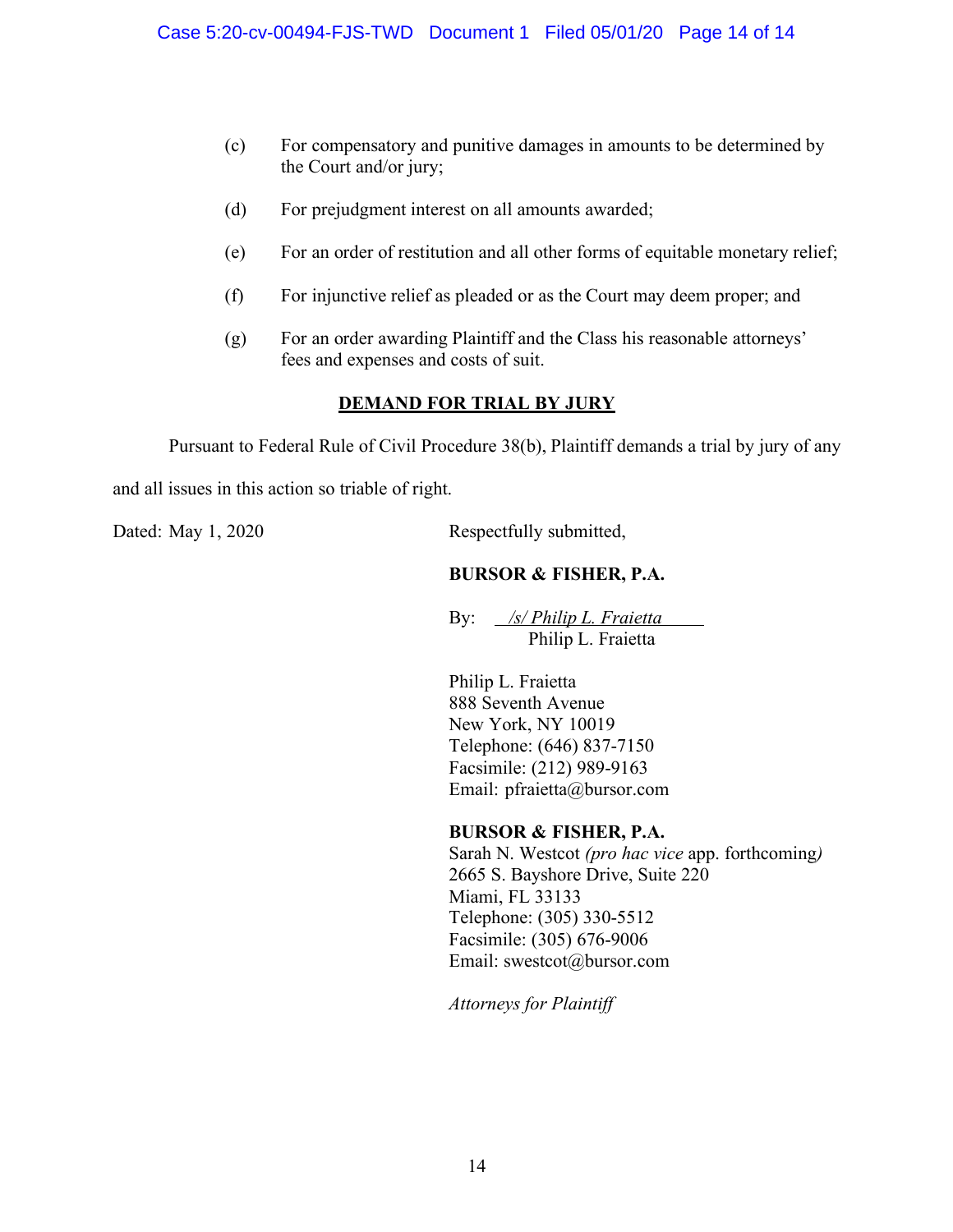(c) For compensatory and punitive damages in amounts to be determined by the Court and/or jury;

(d) For prejudgment interest on all amounts awarded;

(e) For an order of restitution and all other forms of equitable monetary relief;

(f) For injunctive relief as pleaded or as the Court may deem proper; and

(g) For an order awarding Plaintiff and the Class his reasonable attorneys' fees and expenses and costs of suit.

## DEMAND FOR TRIAL BY JURY

Pursuant to Federal Rule of Civil Procedure 38(b), Plaintiff demands a trial by jury of any and all issues in this action so triable of right.

Dated: May 1, 2020

Respectfully submitted,

**BURSOR & FISHER, P.A.**

By: */s/ Philip L. Fraietta*
Philip L. Fraietta

Philip L. Fraietta
888 Seventh Avenue
New York, NY 10019
Telephone: (646) 837-7150
Facsimile: (212) 989-9163
Email: pfraietta@bursor.com

**BURSOR & FISHER, P.A.**
Sarah N. Westcot *(pro hac vice* app. forthcoming*)*
2665 S. Bayshore Drive, Suite 220
Miami, FL 33133
Telephone: (305) 330-5512
Facsimile: (305) 676-9006
Email: swestcot@bursor.com

*Attorneys for Plaintiff*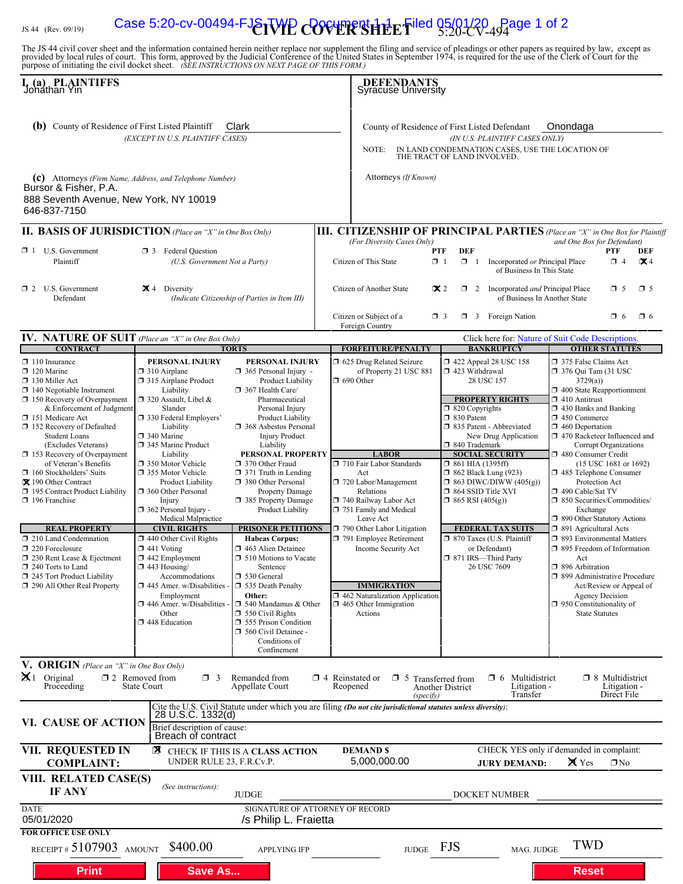JS 44 (Rev. 09/19)

# CIVIL COVER SHEET

5:20-CV-494

The JS 44 civil cover sheet and the information contained herein neither replace nor supplement the filing and service of pleadings or other papers as required by law, except as provided by local rules of court. This form, approved by the Judicial Conference of the United States in September 1974, is required for the use of the Clerk of Court for the purpose of initiating the civil docket sheet. *(SEE INSTRUCTIONS ON NEXT PAGE OF THIS FORM.)*

**I. (a) PLAINTIFFS**
Jonathan Yin

**DEFENDANTS**
Syracuse University

**(b)** County of Residence of First Listed Plaintiff: Clark
*(EXCEPT IN U.S. PLAINTIFF CASES)*

County of Residence of First Listed Defendant: Onondaga
*(IN U.S. PLAINTIFF CASES ONLY)*
NOTE: IN LAND CONDEMNATION CASES, USE THE LOCATION OF THE TRACT OF LAND INVOLVED.

**(c)** Attorneys *(Firm Name, Address, and Telephone Number)*
Bursor & Fisher, P.A.
888 Seventh Avenue, New York, NY 10019
646-837-7150

Attorneys *(If Known)*

## II. BASIS OF JURISDICTION *(Place an "X" in One Box Only)*

- ☐ 1 U.S. Government Plaintiff
- ☐ 3 Federal Question (U.S. Government Not a Party)
- ☐ 2 U.S. Government Defendant
- ☒ 4 Diversity (Indicate Citizenship of Parties in Item III)

## III. CITIZENSHIP OF PRINCIPAL PARTIES *(Place an "X" in One Box for Plaintiff and One Box for Defendant)* *(For Diversity Cases Only)*

| | PTF | DEF | | PTF | DEF |
|---|---|---|---|---|---|
| Citizen of This State | ☐ 1 | ☐ 1 | Incorporated *or* Principal Place of Business In This State | ☐ 4 | ☒ 4 |
| Citizen of Another State | ☒ 2 | ☐ 2 | Incorporated *and* Principal Place of Business In Another State | ☐ 5 | ☐ 5 |
| Citizen or Subject of a Foreign Country | ☐ 3 | ☐ 3 | Foreign Nation | ☐ 6 | ☐ 6 |

## IV. NATURE OF SUIT *(Place an "X" in One Box Only)*

Click here for: Nature of Suit Code Descriptions.

**CONTRACT**
- ☐ 110 Insurance
- ☐ 120 Marine
- ☐ 130 Miller Act
- ☐ 140 Negotiable Instrument
- ☐ 150 Recovery of Overpayment & Enforcement of Judgment
- ☐ 151 Medicare Act
- ☐ 152 Recovery of Defaulted Student Loans (Excludes Veterans)
- ☐ 153 Recovery of Overpayment of Veteran's Benefits
- ☐ 160 Stockholders' Suits
- ☒ 190 Other Contract
- ☐ 195 Contract Product Liability
- ☐ 196 Franchise

**REAL PROPERTY**
- ☐ 210 Land Condemnation
- ☐ 220 Foreclosure
- ☐ 230 Rent Lease & Ejectment
- ☐ 240 Torts to Land
- ☐ 245 Tort Product Liability
- ☐ 290 All Other Real Property

**TORTS — PERSONAL INJURY**
- ☐ 310 Airplane
- ☐ 315 Airplane Product Liability
- ☐ 320 Assault, Libel & Slander
- ☐ 330 Federal Employers' Liability
- ☐ 340 Marine
- ☐ 345 Marine Product Liability
- ☐ 350 Motor Vehicle
- ☐ 355 Motor Vehicle Product Liability
- ☐ 360 Other Personal Injury
- ☐ 362 Personal Injury - Medical Malpractice

**TORTS — PERSONAL INJURY**
- ☐ 365 Personal Injury - Product Liability
- ☐ 367 Health Care/ Pharmaceutical Personal Injury Product Liability
- ☐ 368 Asbestos Personal Injury Product Liability

**PERSONAL PROPERTY**
- ☐ 370 Other Fraud
- ☐ 371 Truth in Lending
- ☐ 380 Other Personal Property Damage
- ☐ 385 Property Damage Product Liability

**CIVIL RIGHTS**
- ☐ 440 Other Civil Rights
- ☐ 441 Voting
- ☐ 442 Employment
- ☐ 443 Housing/ Accommodations
- ☐ 445 Amer. w/Disabilities - Employment
- ☐ 446 Amer. w/Disabilities - Other
- ☐ 448 Education

**PRISONER PETITIONS**
Habeas Corpus:
- ☐ 463 Alien Detainee
- ☐ 510 Motions to Vacate Sentence
- ☐ 530 General
- ☐ 535 Death Penalty

Other:
- ☐ 540 Mandamus & Other
- ☐ 550 Civil Rights
- ☐ 555 Prison Condition
- ☐ 560 Civil Detainee - Conditions of Confinement

**FORFEITURE/PENALTY**
- ☐ 625 Drug Related Seizure of Property 21 USC 881
- ☐ 690 Other

**LABOR**
- ☐ 710 Fair Labor Standards Act
- ☐ 720 Labor/Management Relations
- ☐ 740 Railway Labor Act
- ☐ 751 Family and Medical Leave Act
- ☐ 790 Other Labor Litigation
- ☐ 791 Employee Retirement Income Security Act

**IMMIGRATION**
- ☐ 462 Naturalization Application
- ☐ 465 Other Immigration Actions

**BANKRUPTCY**
- ☐ 422 Appeal 28 USC 158
- ☐ 423 Withdrawal 28 USC 157

**PROPERTY RIGHTS**
- ☐ 820 Copyrights
- ☐ 830 Patent
- ☐ 835 Patent - Abbreviated New Drug Application
- ☐ 840 Trademark

**SOCIAL SECURITY**
- ☐ 861 HIA (1395ff)
- ☐ 862 Black Lung (923)
- ☐ 863 DIWC/DIWW (405(g))
- ☐ 864 SSID Title XVI
- ☐ 865 RSI (405(g))

**FEDERAL TAX SUITS**
- ☐ 870 Taxes (U.S. Plaintiff or Defendant)
- ☐ 871 IRS—Third Party 26 USC 7609

**OTHER STATUTES**
- ☐ 375 False Claims Act
- ☐ 376 Qui Tam (31 USC 3729(a))
- ☐ 400 State Reapportionment
- ☐ 410 Antitrust
- ☐ 430 Banks and Banking
- ☐ 450 Commerce
- ☐ 460 Deportation
- ☐ 470 Racketeer Influenced and Corrupt Organizations
- ☐ 480 Consumer Credit (15 USC 1681 or 1692)
- ☐ 485 Telephone Consumer Protection Act
- ☐ 490 Cable/Sat TV
- ☐ 850 Securities/Commodities/ Exchange
- ☐ 890 Other Statutory Actions
- ☐ 891 Agricultural Acts
- ☐ 893 Environmental Matters
- ☐ 895 Freedom of Information Act
- ☐ 896 Arbitration
- ☐ 899 Administrative Procedure Act/Review or Appeal of Agency Decision
- ☐ 950 Constitutionality of State Statutes

## V. ORIGIN *(Place an "X" in One Box Only)*

- ☒ 1 Original Proceeding
- ☐ 2 Removed from State Court
- ☐ 3 Remanded from Appellate Court
- ☐ 4 Reinstated or Reopened
- ☐ 5 Transferred from Another District *(specify)*
- ☐ 6 Multidistrict Litigation - Transfer
- ☐ 8 Multidistrict Litigation - Direct File

## VI. CAUSE OF ACTION

Cite the U.S. Civil Statute under which you are filing *(Do not cite jurisdictional statutes unless diversity)*:
28 U.S.C. 1332(d)

Brief description of cause:
Breach of contract

## VII. REQUESTED IN COMPLAINT:

☒ CHECK IF THIS IS A CLASS ACTION UNDER RULE 23, F.R.Cv.P.

DEMAND $ 5,000,000.00

CHECK YES only if demanded in complaint:
JURY DEMAND: ☒ Yes ☐ No

## VIII. RELATED CASE(S) IF ANY

*(See instructions)*: JUDGE ____ DOCKET NUMBER ____

DATE: 05/01/2020

SIGNATURE OF ATTORNEY OF RECORD: /s Philip L. Fraietta

**FOR OFFICE USE ONLY**

RECEIPT # 5107903 AMOUNT $400.00 APPLYING IFP ____ JUDGE FJS MAG. JUDGE TWD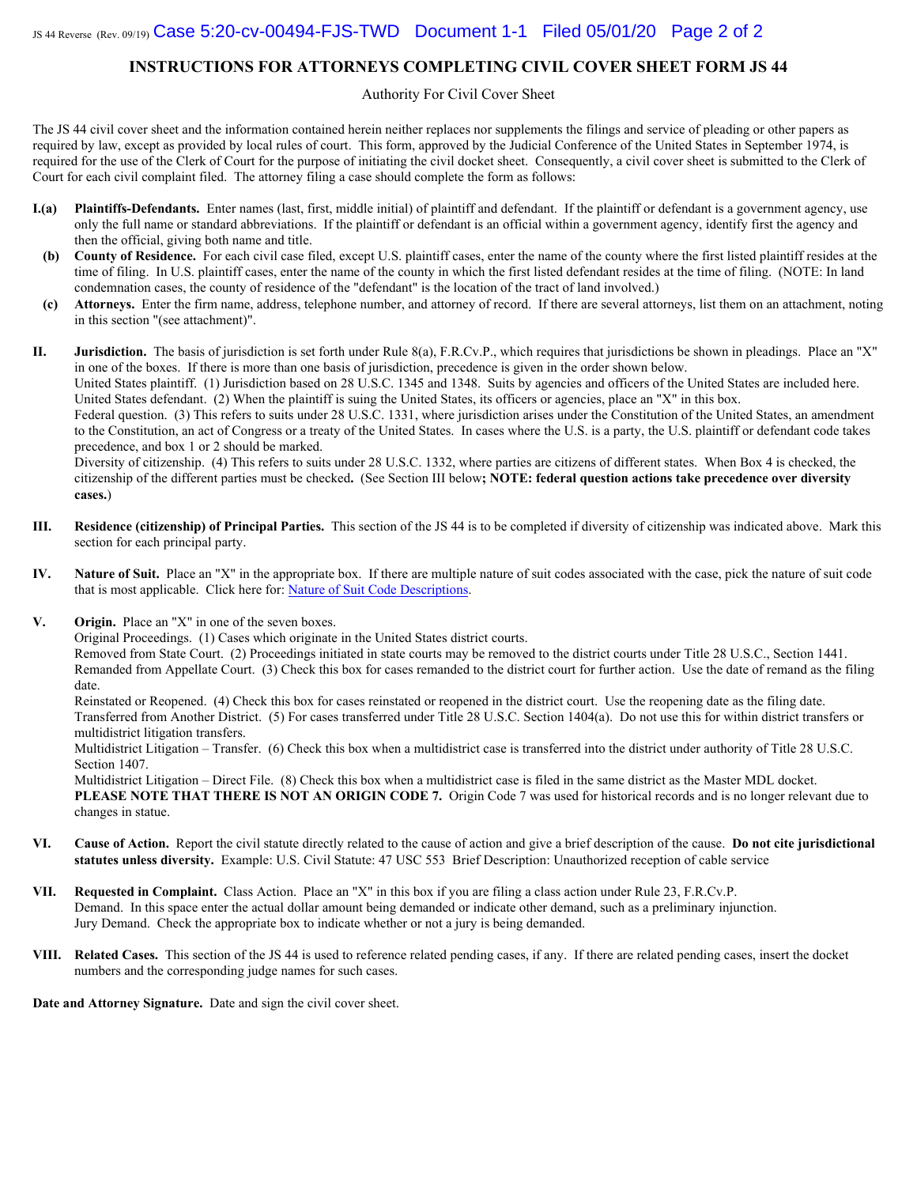# INSTRUCTIONS FOR ATTORNEYS COMPLETING CIVIL COVER SHEET FORM JS 44

Authority For Civil Cover Sheet

The JS 44 civil cover sheet and the information contained herein neither replaces nor supplements the filings and service of pleading or other papers as required by law, except as provided by local rules of court. This form, approved by the Judicial Conference of the United States in September 1974, is required for the use of the Clerk of Court for the purpose of initiating the civil docket sheet. Consequently, a civil cover sheet is submitted to the Clerk of Court for each civil complaint filed. The attorney filing a case should complete the form as follows:

**I.(a)** **Plaintiffs-Defendants.** Enter names (last, first, middle initial) of plaintiff and defendant. If the plaintiff or defendant is a government agency, use only the full name or standard abbreviations. If the plaintiff or defendant is an official within a government agency, identify first the agency and then the official, giving both name and title.

**(b)** **County of Residence.** For each civil case filed, except U.S. plaintiff cases, enter the name of the county where the first listed plaintiff resides at the time of filing. In U.S. plaintiff cases, enter the name of the county in which the first listed defendant resides at the time of filing. (NOTE: In land condemnation cases, the county of residence of the "defendant" is the location of the tract of land involved.)

**(c)** **Attorneys.** Enter the firm name, address, telephone number, and attorney of record. If there are several attorneys, list them on an attachment, noting in this section "(see attachment)".

**II.** **Jurisdiction.** The basis of jurisdiction is set forth under Rule 8(a), F.R.Cv.P., which requires that jurisdictions be shown in pleadings. Place an "X" in one of the boxes. If there is more than one basis of jurisdiction, precedence is given in the order shown below.
United States plaintiff. (1) Jurisdiction based on 28 U.S.C. 1345 and 1348. Suits by agencies and officers of the United States are included here.
United States defendant. (2) When the plaintiff is suing the United States, its officers or agencies, place an "X" in this box.
Federal question. (3) This refers to suits under 28 U.S.C. 1331, where jurisdiction arises under the Constitution of the United States, an amendment to the Constitution, an act of Congress or a treaty of the United States. In cases where the U.S. is a party, the U.S. plaintiff or defendant code takes precedence, and box 1 or 2 should be marked.
Diversity of citizenship. (4) This refers to suits under 28 U.S.C. 1332, where parties are citizens of different states. When Box 4 is checked, the citizenship of the different parties must be checked**.** (See Section III below**; NOTE: federal question actions take precedence over diversity cases.**)

**III.** **Residence (citizenship) of Principal Parties.** This section of the JS 44 is to be completed if diversity of citizenship was indicated above. Mark this section for each principal party.

**IV.** **Nature of Suit.** Place an "X" in the appropriate box. If there are multiple nature of suit codes associated with the case, pick the nature of suit code that is most applicable. Click here for: Nature of Suit Code Descriptions.

**V.** **Origin.** Place an "X" in one of the seven boxes.
Original Proceedings. (1) Cases which originate in the United States district courts.
Removed from State Court. (2) Proceedings initiated in state courts may be removed to the district courts under Title 28 U.S.C., Section 1441.
Remanded from Appellate Court. (3) Check this box for cases remanded to the district court for further action. Use the date of remand as the filing date.
Reinstated or Reopened. (4) Check this box for cases reinstated or reopened in the district court. Use the reopening date as the filing date.
Transferred from Another District. (5) For cases transferred under Title 28 U.S.C. Section 1404(a). Do not use this for within district transfers or multidistrict litigation transfers.
Multidistrict Litigation – Transfer. (6) Check this box when a multidistrict case is transferred into the district under authority of Title 28 U.S.C. Section 1407.
Multidistrict Litigation – Direct File. (8) Check this box when a multidistrict case is filed in the same district as the Master MDL docket.
**PLEASE NOTE THAT THERE IS NOT AN ORIGIN CODE 7.** Origin Code 7 was used for historical records and is no longer relevant due to changes in statue.

**VI.** **Cause of Action.** Report the civil statute directly related to the cause of action and give a brief description of the cause. **Do not cite jurisdictional statutes unless diversity.** Example: U.S. Civil Statute: 47 USC 553 Brief Description: Unauthorized reception of cable service

**VII.** **Requested in Complaint.** Class Action. Place an "X" in this box if you are filing a class action under Rule 23, F.R.Cv.P.
Demand. In this space enter the actual dollar amount being demanded or indicate other demand, such as a preliminary injunction.
Jury Demand. Check the appropriate box to indicate whether or not a jury is being demanded.

**VIII.** **Related Cases.** This section of the JS 44 is used to reference related pending cases, if any. If there are related pending cases, insert the docket numbers and the corresponding judge names for such cases.

**Date and Attorney Signature.** Date and sign the civil cover sheet.